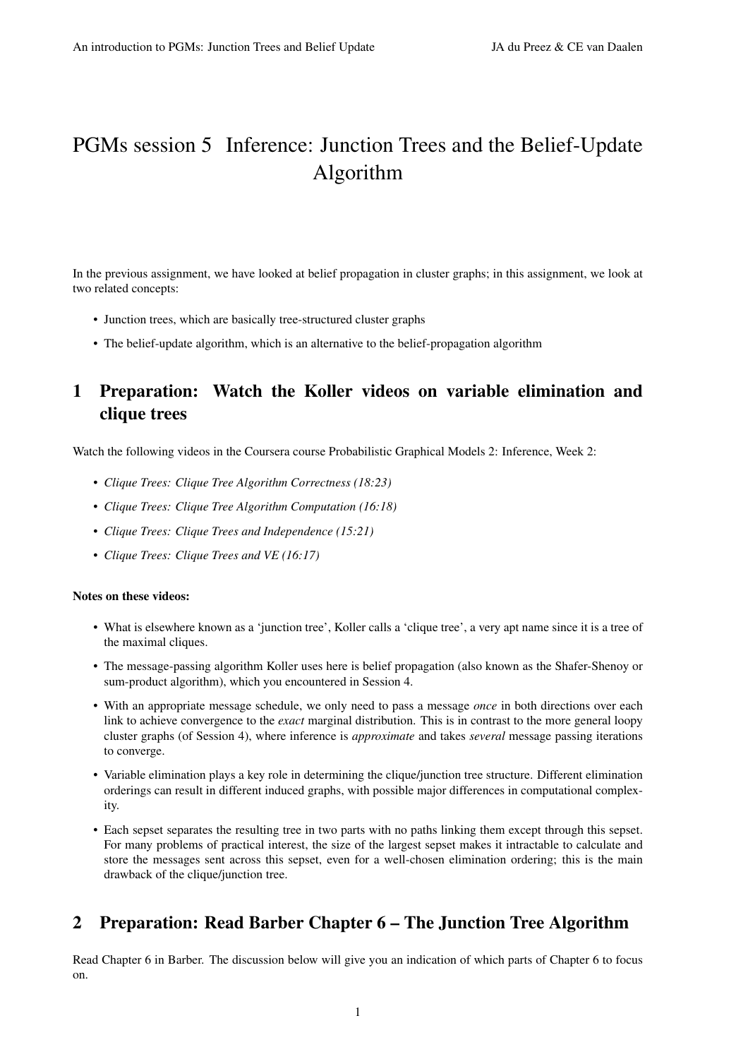# PGMs session 5 Inference: Junction Trees and the Belief-Update Algorithm

In the previous assignment, we have looked at belief propagation in cluster graphs; in this assignment, we look at two related concepts:

- Junction trees, which are basically tree-structured cluster graphs
- The belief-update algorithm, which is an alternative to the belief-propagation algorithm

## 1 Preparation: Watch the Koller videos on variable elimination and clique trees

Watch the following videos in the Coursera course Probabilistic Graphical Models 2: Inference, Week 2:

- *Clique Trees: Clique Tree Algorithm Correctness (18:23)*
- *Clique Trees: Clique Tree Algorithm Computation (16:18)*
- *Clique Trees: Clique Trees and Independence (15:21)*
- *Clique Trees: Clique Trees and VE (16:17)*

**Notes on these videos:**

- What is elsewhere known as a 'junction tree', Koller calls a 'clique tree', a very apt name since it is a tree of the maximal cliques.
- The message-passing algorithm Koller uses here is belief propagation (also known as the Shafer-Shenoy or sum-product algorithm), which you encountered in Session 4.
- With an appropriate message schedule, we only need to pass a message *once* in both directions over each link to achieve convergence to the *exact* marginal distribution. This is in contrast to the more general loopy cluster graphs (of Session 4), where inference is *approximate* and takes *several* message passing iterations to converge.
- Variable elimination plays a key role in determining the clique/junction tree structure. Different elimination orderings can result in different induced graphs, with possible major differences in computational complexity.
- Each sepset separates the resulting tree in two parts with no paths linking them except through this sepset. For many problems of practical interest, the size of the largest sepset makes it intractable to calculate and store the messages sent across this sepset, even for a well-chosen elimination ordering; this is the main drawback of the clique/junction tree.

## 2 Preparation: Read Barber Chapter 6 – The Junction Tree Algorithm

Read Chapter 6 in Barber. The discussion below will give you an indication of which parts of Chapter 6 to focus on.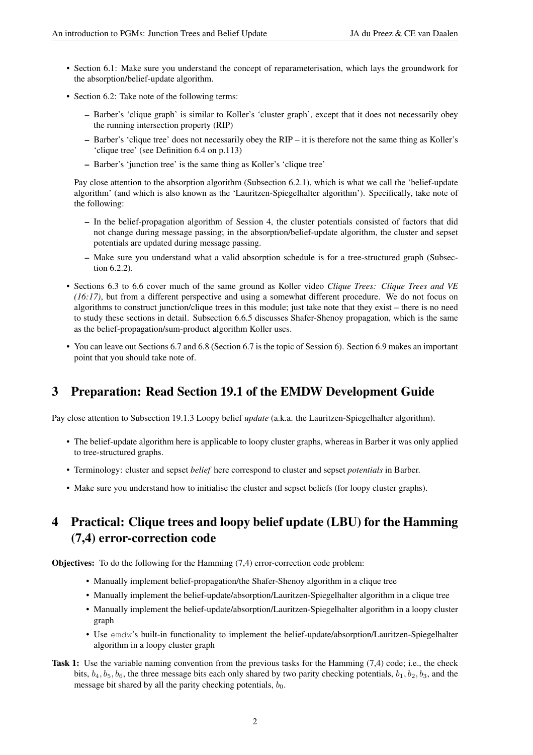- Section 6.1: Make sure you understand the concept of reparameterisation, which lays the groundwork for the absorption/belief-update algorithm.
- Section 6.2: Take note of the following terms:
  - Barber's 'clique graph' is similar to Koller's 'cluster graph', except that it does not necessarily obey the running intersection property (RIP)
  - Barber's 'clique tree' does not necessarily obey the RIP – it is therefore not the same thing as Koller's 'clique tree' (see Definition 6.4 on p.113)
  - Barber's 'junction tree' is the same thing as Koller's 'clique tree'

  Pay close attention to the absorption algorithm (Subsection 6.2.1), which is what we call the 'belief-update algorithm' (and which is also known as the 'Lauritzen-Spiegelhalter algorithm'). Specifically, take note of the following:

  - In the belief-propagation algorithm of Session 4, the cluster potentials consisted of factors that did not change during message passing; in the absorption/belief-update algorithm, the cluster and sepset potentials are updated during message passing.
  - Make sure you understand what a valid absorption schedule is for a tree-structured graph (Subsection 6.2.2).
- Sections 6.3 to 6.6 cover much of the same ground as Koller video *Clique Trees: Clique Trees and VE (16:17)*, but from a different perspective and using a somewhat different procedure. We do not focus on algorithms to construct junction/clique trees in this module; just take note that they exist – there is no need to study these sections in detail. Subsection 6.6.5 discusses Shafer-Shenoy propagation, which is the same as the belief-propagation/sum-product algorithm Koller uses.
- You can leave out Sections 6.7 and 6.8 (Section 6.7 is the topic of Session 6). Section 6.9 makes an important point that you should take note of.

## 3 Preparation: Read Section 19.1 of the EMDW Development Guide

Pay close attention to Subsection 19.1.3 Loopy belief *update* (a.k.a. the Lauritzen-Spiegelhalter algorithm).

- The belief-update algorithm here is applicable to loopy cluster graphs, whereas in Barber it was only applied to tree-structured graphs.
- Terminology: cluster and sepset *belief* here correspond to cluster and sepset *potentials* in Barber.
- Make sure you understand how to initialise the cluster and sepset beliefs (for loopy cluster graphs).

## 4 Practical: Clique trees and loopy belief update (LBU) for the Hamming (7,4) error-correction code

**Objectives:** To do the following for the Hamming (7,4) error-correction code problem:

- Manually implement belief-propagation/the Shafer-Shenoy algorithm in a clique tree
- Manually implement the belief-update/absorption/Lauritzen-Spiegelhalter algorithm in a clique tree
- Manually implement the belief-update/absorption/Lauritzen-Spiegelhalter algorithm in a loopy cluster graph
- Use `emdw`'s built-in functionality to implement the belief-update/absorption/Lauritzen-Spiegelhalter algorithm in a loopy cluster graph

**Task 1:** Use the variable naming convention from the previous tasks for the Hamming (7,4) code; i.e., the check bits, $b_4, b_5, b_6$, the three message bits each only shared by two parity checking potentials, $b_1, b_2, b_3$, and the message bit shared by all the parity checking potentials, $b_0$.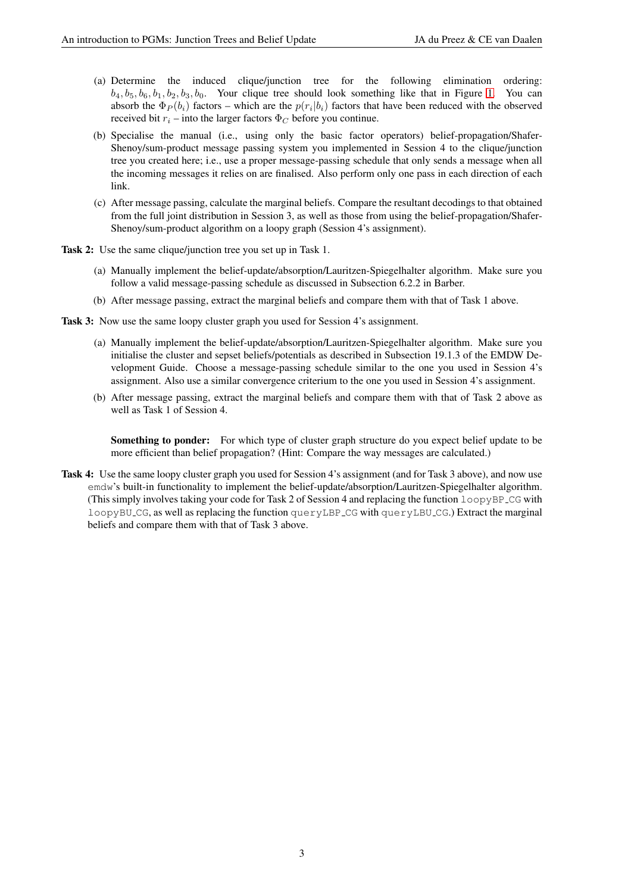(a) Determine the induced clique/junction tree for the following elimination ordering: $b_4, b_5, b_6, b_1, b_2, b_3, b_0$. Your clique tree should look something like that in Figure 1. You can absorb the $\Phi_P(b_i)$ factors – which are the $p(r_i|b_i)$ factors that have been reduced with the observed received bit $r_i$ – into the larger factors $\Phi_C$ before you continue.

(b) Specialise the manual (i.e., using only the basic factor operators) belief-propagation/Shafer-Shenoy/sum-product message passing system you implemented in Session 4 to the clique/junction tree you created here; i.e., use a proper message-passing schedule that only sends a message when all the incoming messages it relies on are finalised. Also perform only one pass in each direction of each link.

(c) After message passing, calculate the marginal beliefs. Compare the resultant decodings to that obtained from the full joint distribution in Session 3, as well as those from using the belief-propagation/Shafer-Shenoy/sum-product algorithm on a loopy graph (Session 4's assignment).

**Task 2:** Use the same clique/junction tree you set up in Task 1.

(a) Manually implement the belief-update/absorption/Lauritzen-Spiegelhalter algorithm. Make sure you follow a valid message-passing schedule as discussed in Subsection 6.2.2 in Barber.

(b) After message passing, extract the marginal beliefs and compare them with that of Task 1 above.

**Task 3:** Now use the same loopy cluster graph you used for Session 4's assignment.

(a) Manually implement the belief-update/absorption/Lauritzen-Spiegelhalter algorithm. Make sure you initialise the cluster and sepset beliefs/potentials as described in Subsection 19.1.3 of the EMDW Development Guide. Choose a message-passing schedule similar to the one you used in Session 4's assignment. Also use a similar convergence criterium to the one you used in Session 4's assignment.

(b) After message passing, extract the marginal beliefs and compare them with that of Task 2 above as well as Task 1 of Session 4.

**Something to ponder:** For which type of cluster graph structure do you expect belief update to be more efficient than belief propagation? (Hint: Compare the way messages are calculated.)

**Task 4:** Use the same loopy cluster graph you used for Session 4's assignment (and for Task 3 above), and now use `emdw`'s built-in functionality to implement the belief-update/absorption/Lauritzen-Spiegelhalter algorithm. (This simply involves taking your code for Task 2 of Session 4 and replacing the function `loopyBP_CG` with `loopyBU_CG`, as well as replacing the function `queryLBP_CG` with `queryLBU_CG`.) Extract the marginal beliefs and compare them with that of Task 3 above.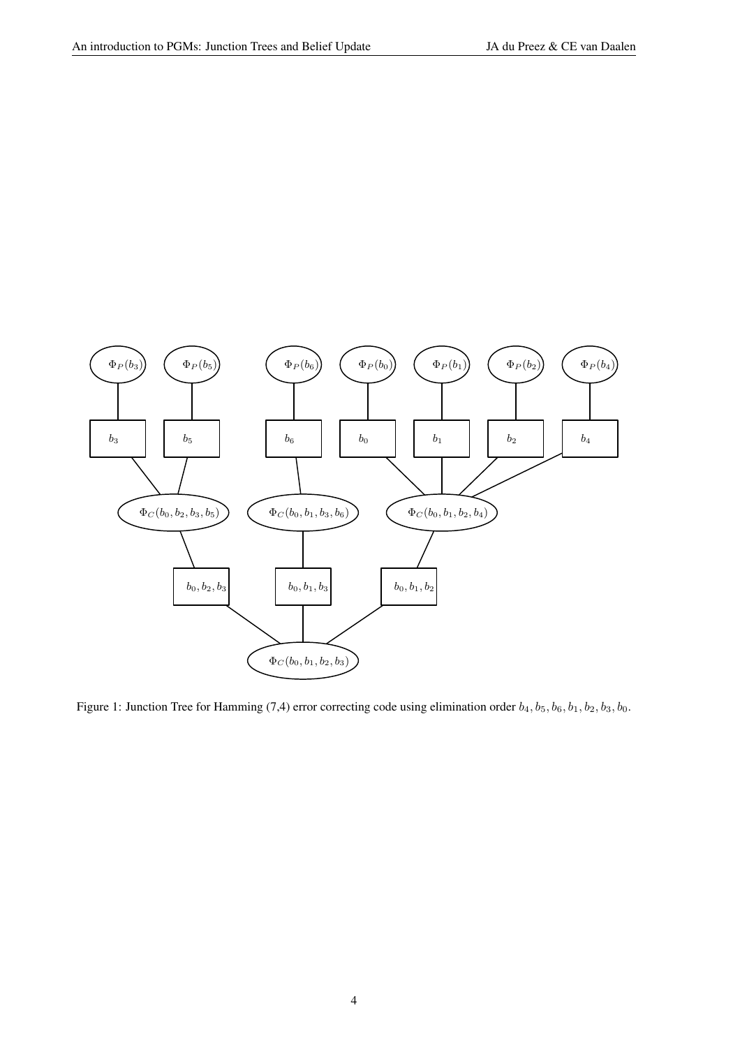$\Phi_P(b_3)$

$\Phi_P(b_5)$

$\Phi_P(b_6)$

$\Phi_P(b_0)$

$\Phi_P(b_1)$

$\Phi_P(b_2)$

$\Phi_P(b_4)$

$b_3$

$b_5$

$b_6$

$b_0$

$b_1$

$b_2$

$b_4$

$\Phi_C(b_0, b_2, b_3, b_5)$

$\Phi_C(b_0, b_1, b_3, b_6)$

$\Phi_C(b_0, b_1, b_2, b_4)$

$b_0, b_2, b_3$

$b_0, b_1, b_3$

$b_0, b_1, b_2$

$\Phi_C(b_0, b_1, b_2, b_3)$

Figure 1: Junction Tree for Hamming (7,4) error correcting code using elimination order $b_4, b_5, b_6, b_1, b_2, b_3, b_0$.